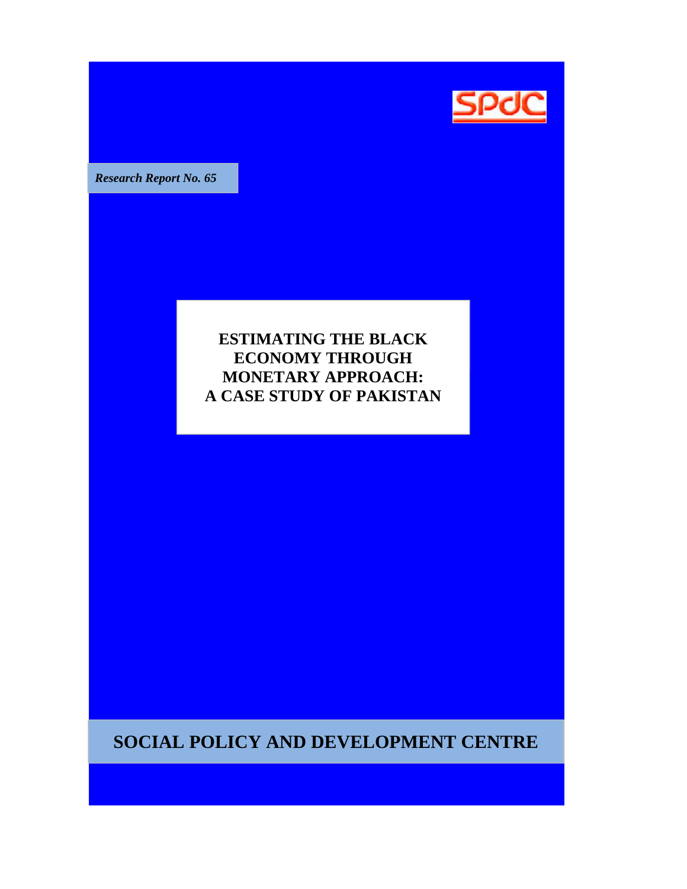SPDC

*Research Report No. 65*

# ESTIMATING THE BLACK ECONOMY THROUGH MONETARY APPROACH: A CASE STUDY OF PAKISTAN

## SOCIAL POLICY AND DEVELOPMENT CENTRE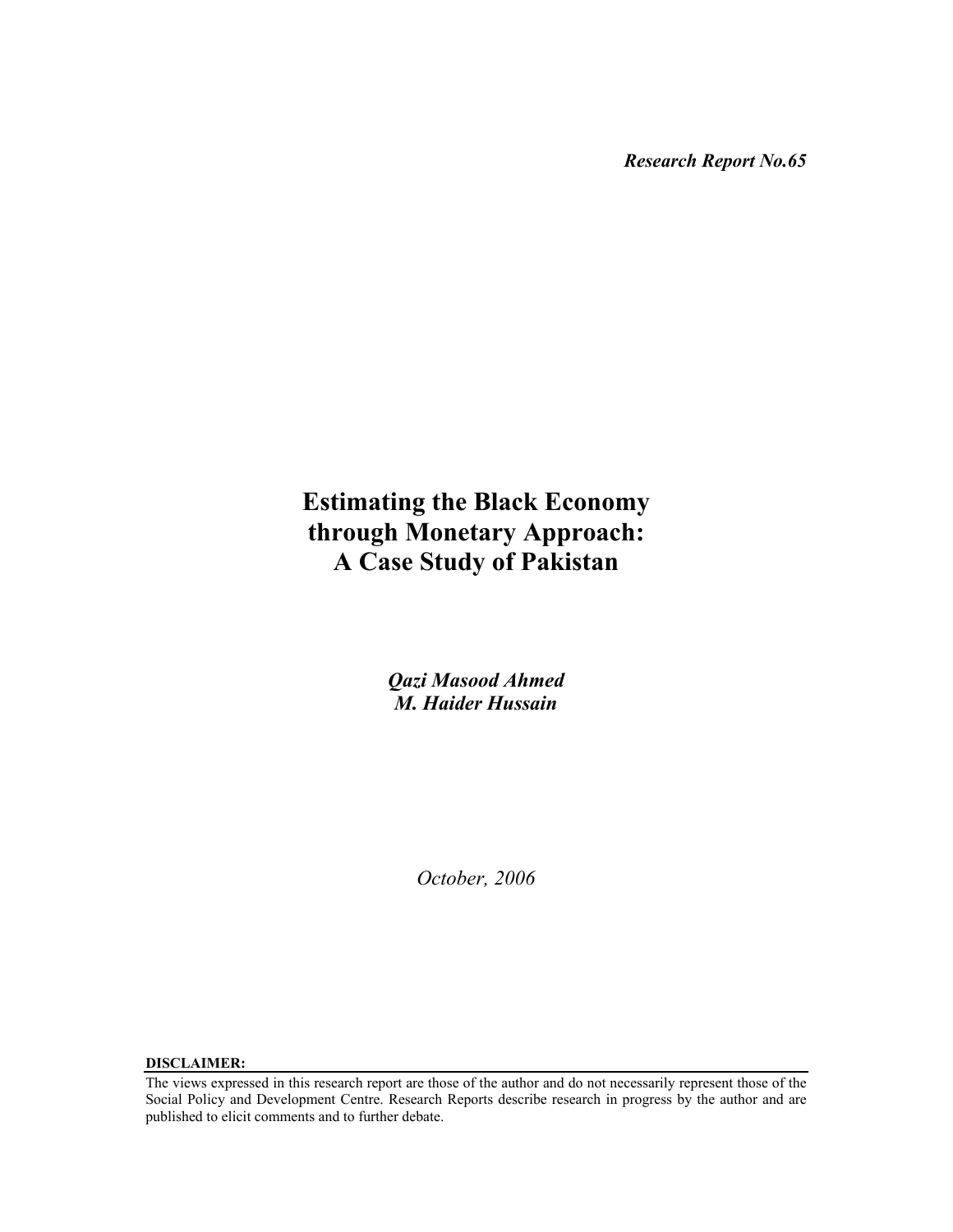*Research Report No.65*

# Estimating the Black Economy through Monetary Approach: A Case Study of Pakistan

***Qazi Masood Ahmed***
***M. Haider Hussain***

*October, 2006*

**DISCLAIMER:**

The views expressed in this research report are those of the author and do not necessarily represent those of the Social Policy and Development Centre. Research Reports describe research in progress by the author and are published to elicit comments and to further debate.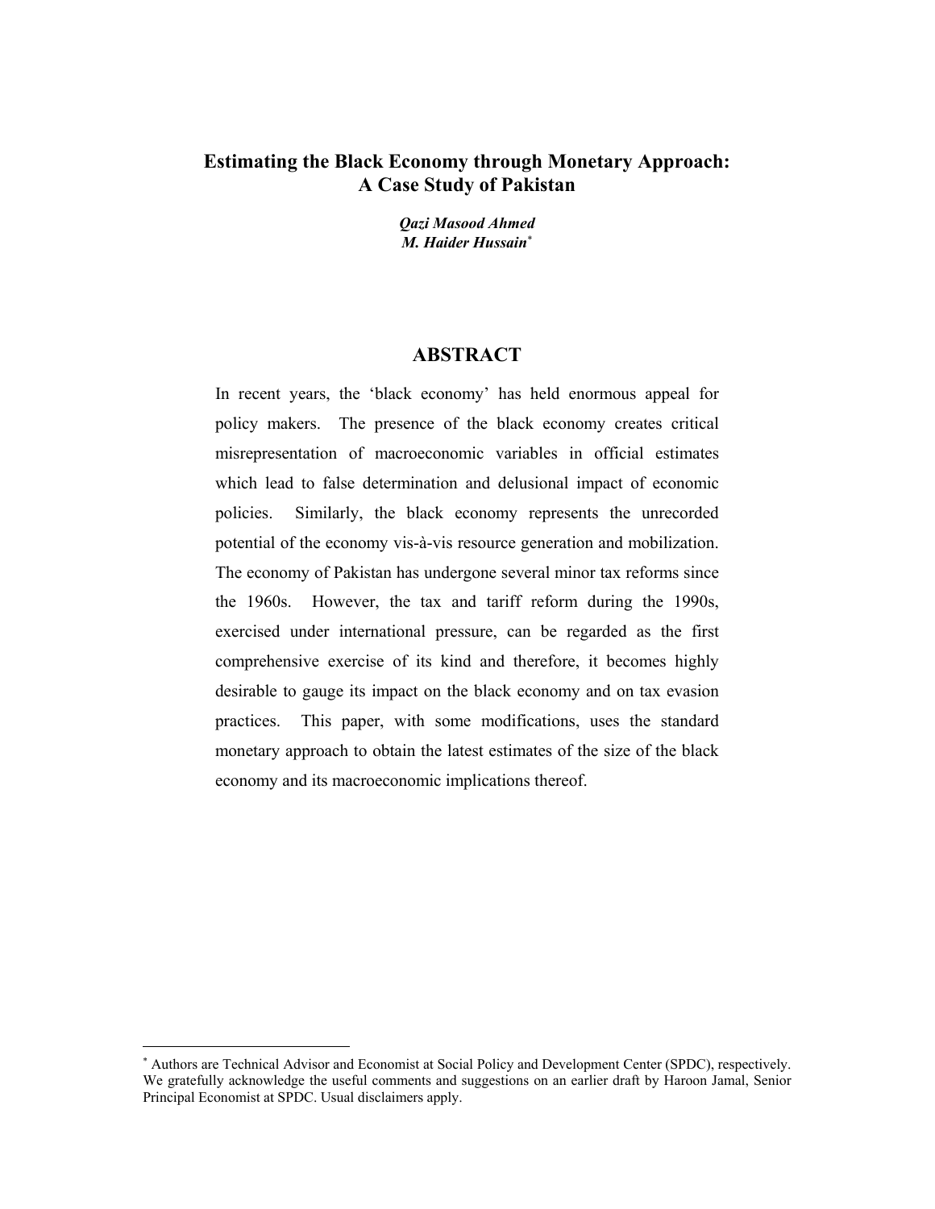# Estimating the Black Economy through Monetary Approach: A Case Study of Pakistan

***Qazi Masood Ahmed***
***M. Haider Hussain**** 

## ABSTRACT

In recent years, the 'black economy' has held enormous appeal for policy makers. The presence of the black economy creates critical misrepresentation of macroeconomic variables in official estimates which lead to false determination and delusional impact of economic policies. Similarly, the black economy represents the unrecorded potential of the economy vis-à-vis resource generation and mobilization. The economy of Pakistan has undergone several minor tax reforms since the 1960s. However, the tax and tariff reform during the 1990s, exercised under international pressure, can be regarded as the first comprehensive exercise of its kind and therefore, it becomes highly desirable to gauge its impact on the black economy and on tax evasion practices. This paper, with some modifications, uses the standard monetary approach to obtain the latest estimates of the size of the black economy and its macroeconomic implications thereof.

---

* Authors are Technical Advisor and Economist at Social Policy and Development Center (SPDC), respectively. We gratefully acknowledge the useful comments and suggestions on an earlier draft by Haroon Jamal, Senior Principal Economist at SPDC. Usual disclaimers apply.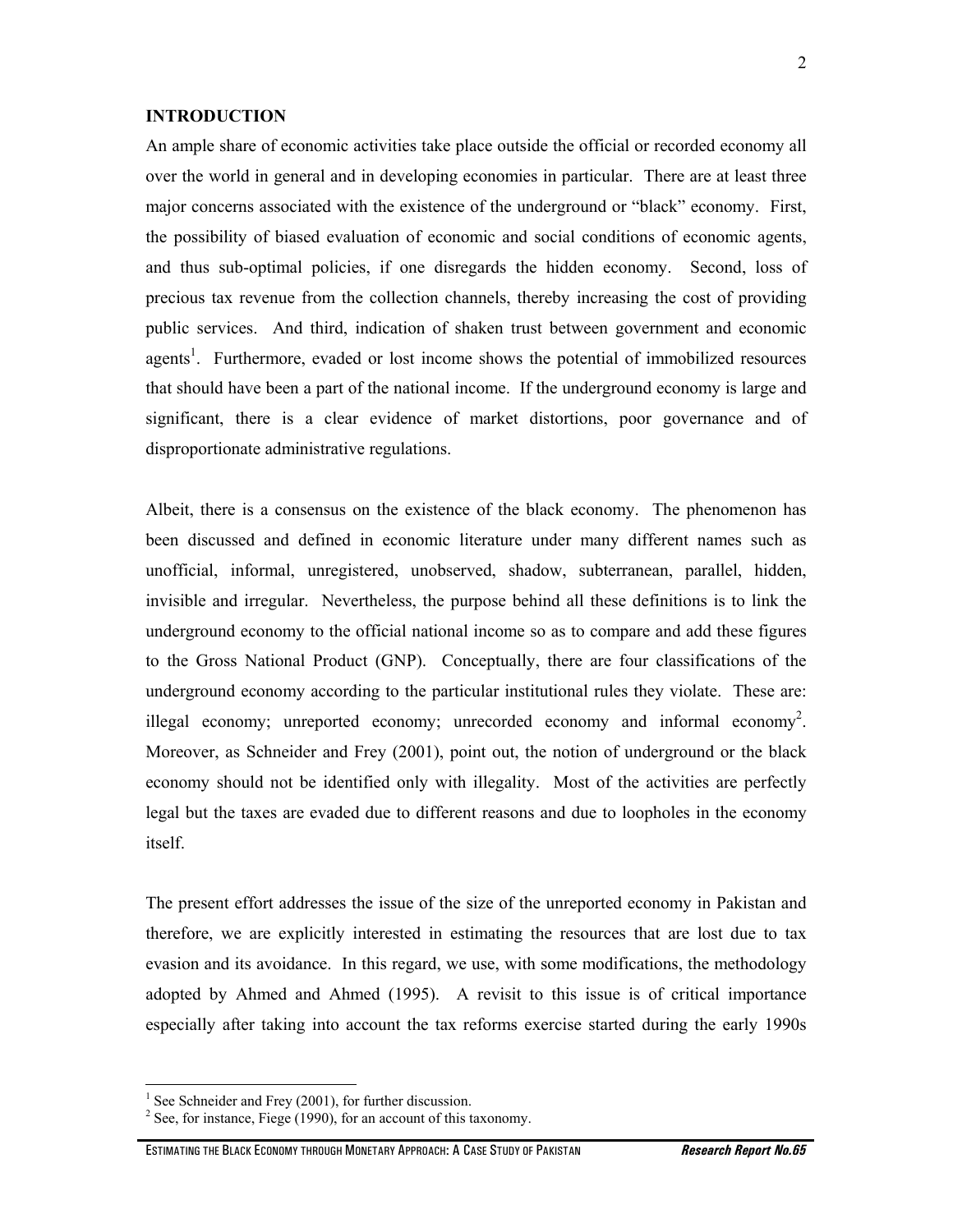## INTRODUCTION

An ample share of economic activities take place outside the official or recorded economy all over the world in general and in developing economies in particular. There are at least three major concerns associated with the existence of the underground or "black" economy. First, the possibility of biased evaluation of economic and social conditions of economic agents, and thus sub-optimal policies, if one disregards the hidden economy. Second, loss of precious tax revenue from the collection channels, thereby increasing the cost of providing public services. And third, indication of shaken trust between government and economic agents[1]. Furthermore, evaded or lost income shows the potential of immobilized resources that should have been a part of the national income. If the underground economy is large and significant, there is a clear evidence of market distortions, poor governance and of disproportionate administrative regulations.

Albeit, there is a consensus on the existence of the black economy. The phenomenon has been discussed and defined in economic literature under many different names such as unofficial, informal, unregistered, unobserved, shadow, subterranean, parallel, hidden, invisible and irregular. Nevertheless, the purpose behind all these definitions is to link the underground economy to the official national income so as to compare and add these figures to the Gross National Product (GNP). Conceptually, there are four classifications of the underground economy according to the particular institutional rules they violate. These are: illegal economy; unreported economy; unrecorded economy and informal economy[2]. Moreover, as Schneider and Frey (2001), point out, the notion of underground or the black economy should not be identified only with illegality. Most of the activities are perfectly legal but the taxes are evaded due to different reasons and due to loopholes in the economy itself.

The present effort addresses the issue of the size of the unreported economy in Pakistan and therefore, we are explicitly interested in estimating the resources that are lost due to tax evasion and its avoidance. In this regard, we use, with some modifications, the methodology adopted by Ahmed and Ahmed (1995). A revisit to this issue is of critical importance especially after taking into account the tax reforms exercise started during the early 1990s

[1] See Schneider and Frey (2001), for further discussion.

[2] See, for instance, Fiege (1990), for an account of this taxonomy.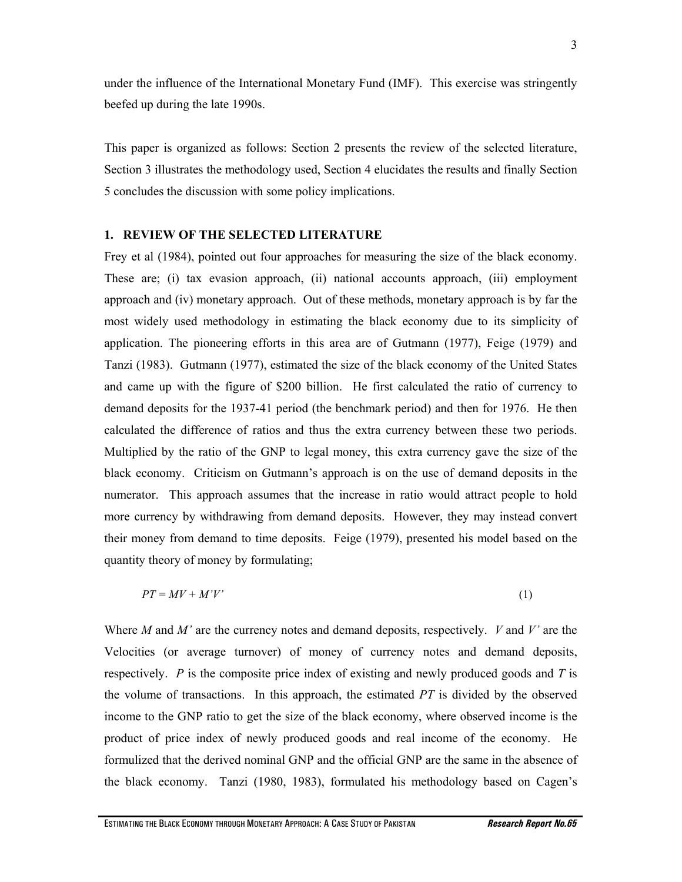under the influence of the International Monetary Fund (IMF). This exercise was stringently beefed up during the late 1990s.

This paper is organized as follows: Section 2 presents the review of the selected literature, Section 3 illustrates the methodology used, Section 4 elucidates the results and finally Section 5 concludes the discussion with some policy implications.

## 1. REVIEW OF THE SELECTED LITERATURE

Frey et al (1984), pointed out four approaches for measuring the size of the black economy. These are; (i) tax evasion approach, (ii) national accounts approach, (iii) employment approach and (iv) monetary approach. Out of these methods, monetary approach is by far the most widely used methodology in estimating the black economy due to its simplicity of application. The pioneering efforts in this area are of Gutmann (1977), Feige (1979) and Tanzi (1983). Gutmann (1977), estimated the size of the black economy of the United States and came up with the figure of $200 billion. He first calculated the ratio of currency to demand deposits for the 1937-41 period (the benchmark period) and then for 1976. He then calculated the difference of ratios and thus the extra currency between these two periods. Multiplied by the ratio of the GNP to legal money, this extra currency gave the size of the black economy. Criticism on Gutmann's approach is on the use of demand deposits in the numerator. This approach assumes that the increase in ratio would attract people to hold more currency by withdrawing from demand deposits. However, they may instead convert their money from demand to time deposits. Feige (1979), presented his model based on the quantity theory of money by formulating;

$$PT = MV + M'V' \tag{1}$$

Where $M$ and $M'$ are the currency notes and demand deposits, respectively. $V$ and $V'$ are the Velocities (or average turnover) of money of currency notes and demand deposits, respectively. $P$ is the composite price index of existing and newly produced goods and $T$ is the volume of transactions. In this approach, the estimated $PT$ is divided by the observed income to the GNP ratio to get the size of the black economy, where observed income is the product of price index of newly produced goods and real income of the economy. He formulized that the derived nominal GNP and the official GNP are the same in the absence of the black economy. Tanzi (1980, 1983), formulated his methodology based on Cagen's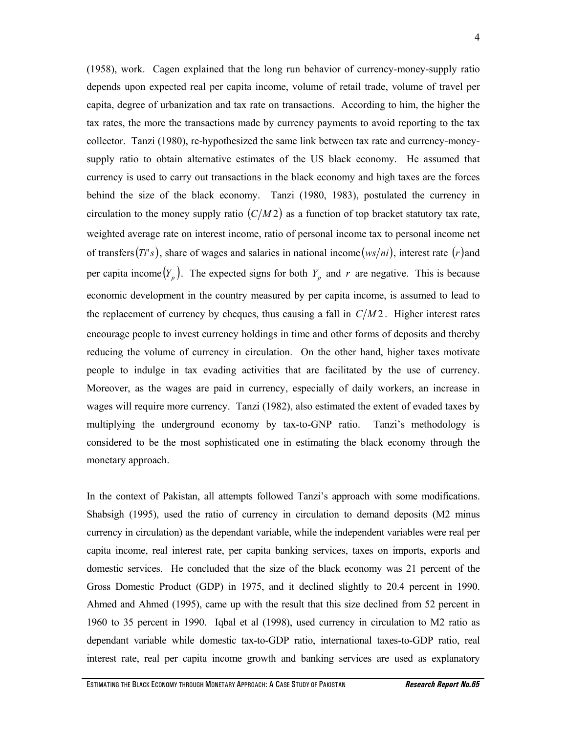(1958), work. Cagen explained that the long run behavior of currency-money-supply ratio depends upon expected real per capita income, volume of retail trade, volume of travel per capita, degree of urbanization and tax rate on transactions. According to him, the higher the tax rates, the more the transactions made by currency payments to avoid reporting to the tax collector. Tanzi (1980), re-hypothesized the same link between tax rate and currency-money-supply ratio to obtain alternative estimates of the US black economy. He assumed that currency is used to carry out transactions in the black economy and high taxes are the forces behind the size of the black economy. Tanzi (1980, 1983), postulated the currency in circulation to the money supply ratio $(C/M2)$ as a function of top bracket statutory tax rate, weighted average rate on interest income, ratio of personal income tax to personal income net of transfers $(Ti's)$, share of wages and salaries in national income $(ws/ni)$, interest rate $(r)$ and per capita income $(Y_p)$. The expected signs for both $Y_p$ and $r$ are negative. This is because economic development in the country measured by per capita income, is assumed to lead to the replacement of currency by cheques, thus causing a fall in $C/M2$. Higher interest rates encourage people to invest currency holdings in time and other forms of deposits and thereby reducing the volume of currency in circulation. On the other hand, higher taxes motivate people to indulge in tax evading activities that are facilitated by the use of currency. Moreover, as the wages are paid in currency, especially of daily workers, an increase in wages will require more currency. Tanzi (1982), also estimated the extent of evaded taxes by multiplying the underground economy by tax-to-GNP ratio. Tanzi's methodology is considered to be the most sophisticated one in estimating the black economy through the monetary approach.

In the context of Pakistan, all attempts followed Tanzi's approach with some modifications. Shabsigh (1995), used the ratio of currency in circulation to demand deposits (M2 minus currency in circulation) as the dependant variable, while the independent variables were real per capita income, real interest rate, per capita banking services, taxes on imports, exports and domestic services. He concluded that the size of the black economy was 21 percent of the Gross Domestic Product (GDP) in 1975, and it declined slightly to 20.4 percent in 1990. Ahmed and Ahmed (1995), came up with the result that this size declined from 52 percent in 1960 to 35 percent in 1990. Iqbal et al (1998), used currency in circulation to M2 ratio as dependant variable while domestic tax-to-GDP ratio, international taxes-to-GDP ratio, real interest rate, real per capita income growth and banking services are used as explanatory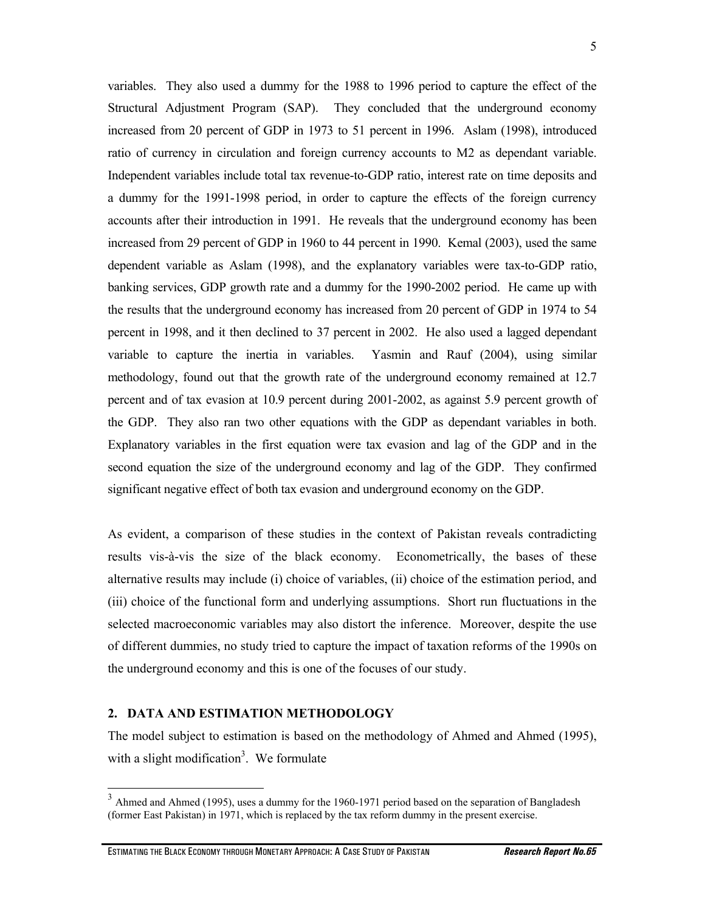variables. They also used a dummy for the 1988 to 1996 period to capture the effect of the Structural Adjustment Program (SAP). They concluded that the underground economy increased from 20 percent of GDP in 1973 to 51 percent in 1996. Aslam (1998), introduced ratio of currency in circulation and foreign currency accounts to M2 as dependant variable. Independent variables include total tax revenue-to-GDP ratio, interest rate on time deposits and a dummy for the 1991-1998 period, in order to capture the effects of the foreign currency accounts after their introduction in 1991. He reveals that the underground economy has been increased from 29 percent of GDP in 1960 to 44 percent in 1990. Kemal (2003), used the same dependent variable as Aslam (1998), and the explanatory variables were tax-to-GDP ratio, banking services, GDP growth rate and a dummy for the 1990-2002 period. He came up with the results that the underground economy has increased from 20 percent of GDP in 1974 to 54 percent in 1998, and it then declined to 37 percent in 2002. He also used a lagged dependant variable to capture the inertia in variables. Yasmin and Rauf (2004), using similar methodology, found out that the growth rate of the underground economy remained at 12.7 percent and of tax evasion at 10.9 percent during 2001-2002, as against 5.9 percent growth of the GDP. They also ran two other equations with the GDP as dependant variables in both. Explanatory variables in the first equation were tax evasion and lag of the GDP and in the second equation the size of the underground economy and lag of the GDP. They confirmed significant negative effect of both tax evasion and underground economy on the GDP.

As evident, a comparison of these studies in the context of Pakistan reveals contradicting results vis-à-vis the size of the black economy. Econometrically, the bases of these alternative results may include (i) choice of variables, (ii) choice of the estimation period, and (iii) choice of the functional form and underlying assumptions. Short run fluctuations in the selected macroeconomic variables may also distort the inference. Moreover, despite the use of different dummies, no study tried to capture the impact of taxation reforms of the 1990s on the underground economy and this is one of the focuses of our study.

## 2. DATA AND ESTIMATION METHODOLOGY

The model subject to estimation is based on the methodology of Ahmed and Ahmed (1995), with a slight modification[3]. We formulate

[3] Ahmed and Ahmed (1995), uses a dummy for the 1960-1971 period based on the separation of Bangladesh (former East Pakistan) in 1971, which is replaced by the tax reform dummy in the present exercise.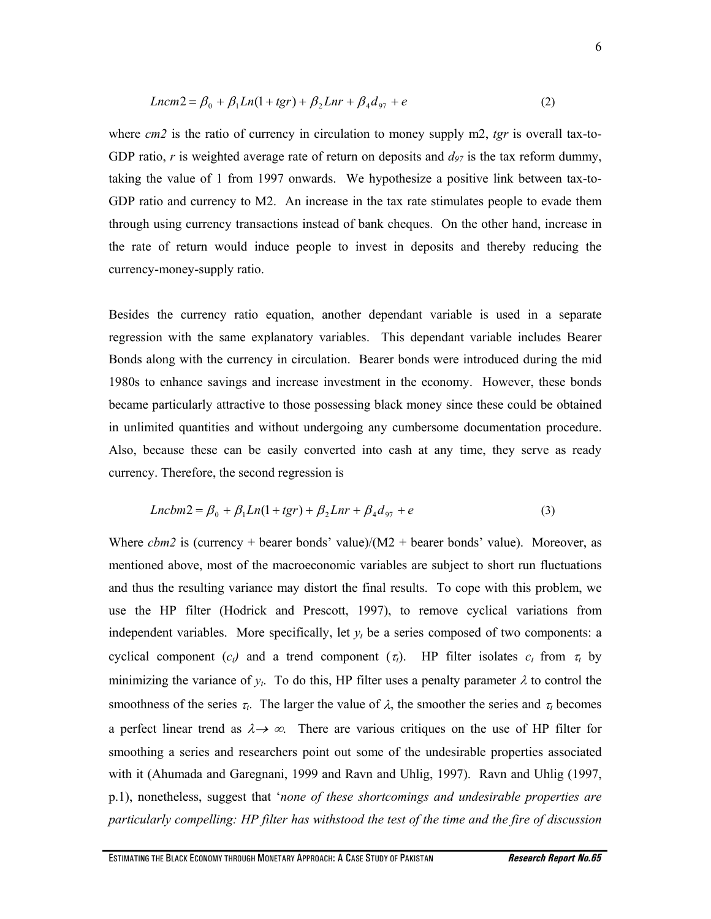$$Lncm2 = \beta_0 + \beta_1 Ln(1 + tgr) + \beta_2 Lnr + \beta_4 d_{97} + e \qquad (2)$$

where *cm2* is the ratio of currency in circulation to money supply m2, *tgr* is overall tax-to-GDP ratio, *r* is weighted average rate of return on deposits and $d_{97}$ is the tax reform dummy, taking the value of 1 from 1997 onwards. We hypothesize a positive link between tax-to-GDP ratio and currency to M2. An increase in the tax rate stimulates people to evade them through using currency transactions instead of bank cheques. On the other hand, increase in the rate of return would induce people to invest in deposits and thereby reducing the currency-money-supply ratio.

Besides the currency ratio equation, another dependant variable is used in a separate regression with the same explanatory variables. This dependant variable includes Bearer Bonds along with the currency in circulation. Bearer bonds were introduced during the mid 1980s to enhance savings and increase investment in the economy. However, these bonds became particularly attractive to those possessing black money since these could be obtained in unlimited quantities and without undergoing any cumbersome documentation procedure. Also, because these can be easily converted into cash at any time, they serve as ready currency. Therefore, the second regression is

$$Lncbm2 = \beta_0 + \beta_1 Ln(1 + tgr) + \beta_2 Lnr + \beta_4 d_{97} + e \qquad (3)$$

Where *cbm2* is (currency + bearer bonds' value)/(M2 + bearer bonds' value). Moreover, as mentioned above, most of the macroeconomic variables are subject to short run fluctuations and thus the resulting variance may distort the final results. To cope with this problem, we use the HP filter (Hodrick and Prescott, 1997), to remove cyclical variations from independent variables. More specifically, let $y_t$ be a series composed of two components: a cyclical component ($c_t$) and a trend component ($\tau_t$). HP filter isolates $c_t$ from $\tau_t$ by minimizing the variance of $y_t$. To do this, HP filter uses a penalty parameter $\lambda$ to control the smoothness of the series $\tau_t$. The larger the value of $\lambda$, the smoother the series and $\tau_t$ becomes a perfect linear trend as $\lambda \rightarrow \infty$. There are various critiques on the use of HP filter for smoothing a series and researchers point out some of the undesirable properties associated with it (Ahumada and Garegnani, 1999 and Ravn and Uhlig, 1997). Ravn and Uhlig (1997, p.1), nonetheless, suggest that '*none of these shortcomings and undesirable properties are particularly compelling: HP filter has withstood the test of the time and the fire of discussion*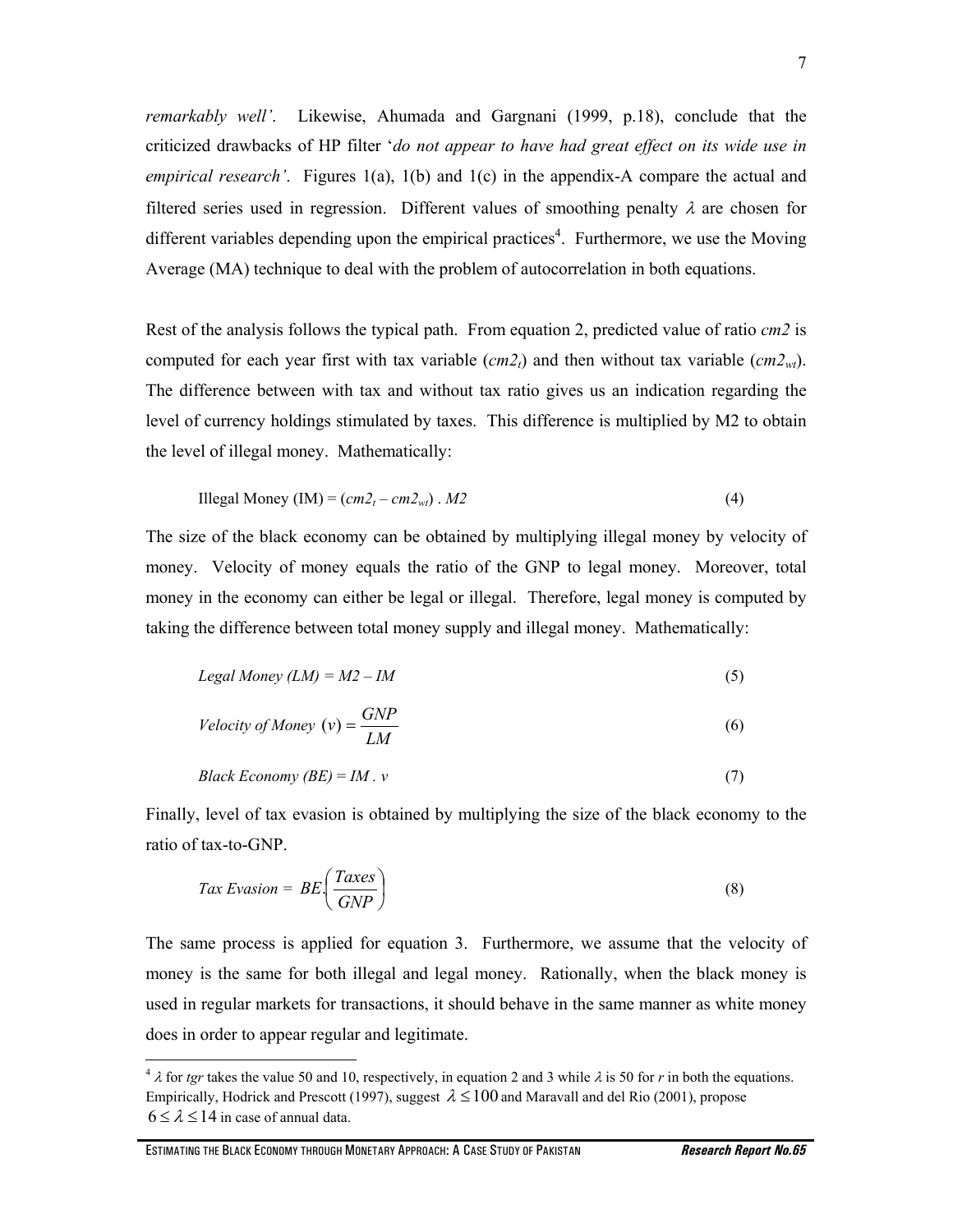*remarkably well'*. Likewise, Ahumada and Gargnani (1999, p.18), conclude that the criticized drawbacks of HP filter '*do not appear to have had great effect on its wide use in empirical research'*. Figures 1(a), 1(b) and 1(c) in the appendix-A compare the actual and filtered series used in regression. Different values of smoothing penalty $\lambda$ are chosen for different variables depending upon the empirical practices[4]. Furthermore, we use the Moving Average (MA) technique to deal with the problem of autocorrelation in both equations.

Rest of the analysis follows the typical path. From equation 2, predicted value of ratio *cm2* is computed for each year first with tax variable ($cm2_t$) and then without tax variable ($cm2_{wt}$). The difference between with tax and without tax ratio gives us an indication regarding the level of currency holdings stimulated by taxes. This difference is multiplied by M2 to obtain the level of illegal money. Mathematically:

$$\text{Illegal Money (IM)} = (cm2_t - cm2_{wt}) \cdot M2 \tag{4}$$

The size of the black economy can be obtained by multiplying illegal money by velocity of money. Velocity of money equals the ratio of the GNP to legal money. Moreover, total money in the economy can either be legal or illegal. Therefore, legal money is computed by taking the difference between total money supply and illegal money. Mathematically:

$$Legal\ Money\ (LM) = M2 - IM \tag{5}$$

$$Velocity\ of\ Money\ (v) = \frac{GNP}{LM} \tag{6}$$

$$Black\ Economy\ (BE) = IM \cdot v \tag{7}$$

Finally, level of tax evasion is obtained by multiplying the size of the black economy to the ratio of tax-to-GNP.

$$Tax\ Evasion = BE.\left(\frac{Taxes}{GNP}\right) \tag{8}$$

The same process is applied for equation 3. Furthermore, we assume that the velocity of money is the same for both illegal and legal money. Rationally, when the black money is used in regular markets for transactions, it should behave in the same manner as white money does in order to appear regular and legitimate.

---

[4] $\lambda$ for *tgr* takes the value 50 and 10, respectively, in equation 2 and 3 while $\lambda$ is 50 for *r* in both the equations. Empirically, Hodrick and Prescott (1997), suggest $\lambda \leq 100$ and Maravall and del Rio (2001), propose $6 \leq \lambda \leq 14$ in case of annual data.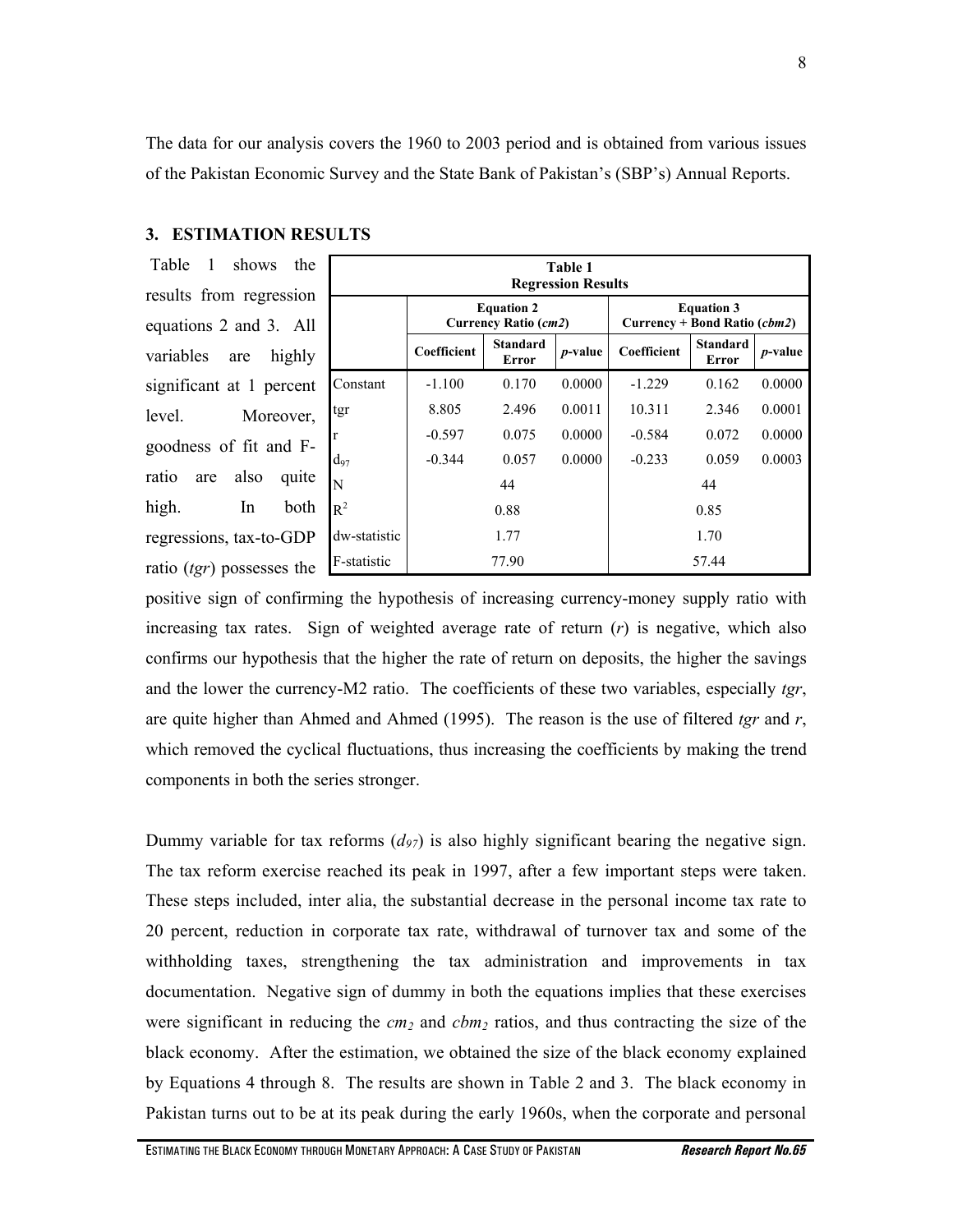The data for our analysis covers the 1960 to 2003 period and is obtained from various issues of the Pakistan Economic Survey and the State Bank of Pakistan's (SBP's) Annual Reports.

### 3. ESTIMATION RESULTS

Table 1 shows the results from regression equations 2 and 3. All variables are highly significant at 1 percent level. Moreover, goodness of fit and F-ratio are also quite high. In both regressions, tax-to-GDP ratio (*tgr*) possesses the positive sign of confirming the hypothesis of increasing currency-money supply ratio with increasing tax rates. Sign of weighted average rate of return (*r*) is negative, which also confirms our hypothesis that the higher the rate of return on deposits, the higher the savings and the lower the currency-M2 ratio. The coefficients of these two variables, especially *tgr*, are quite higher than Ahmed and Ahmed (1995). The reason is the use of filtered *tgr* and *r*, which removed the cyclical fluctuations, thus increasing the coefficients by making the trend components in both the series stronger.

**Table 1**
**Regression Results**

| | **Equation 2 Currency Ratio (*cm2*)** | | | **Equation 3 Currency + Bond Ratio (*cbm2*)** | | |
|---|---|---|---|---|---|---|
| | **Coefficient** | **Standard Error** | ***p*-value** | **Coefficient** | **Standard Error** | ***p*-value** |
| Constant | -1.100 | 0.170 | 0.0000 | -1.229 | 0.162 | 0.0000 |
| tgr | 8.805 | 2.496 | 0.0011 | 10.311 | 2.346 | 0.0001 |
| r | -0.597 | 0.075 | 0.0000 | -0.584 | 0.072 | 0.0000 |
| $d_{97}$ | -0.344 | 0.057 | 0.0000 | -0.233 | 0.059 | 0.0003 |
| N | 44 | | | 44 | | |
| $R^2$ | 0.88 | | | 0.85 | | |
| dw-statistic | 1.77 | | | 1.70 | | |
| F-statistic | 77.90 | | | 57.44 | | |

Dummy variable for tax reforms ($d_{97}$) is also highly significant bearing the negative sign. The tax reform exercise reached its peak in 1997, after a few important steps were taken. These steps included, inter alia, the substantial decrease in the personal income tax rate to 20 percent, reduction in corporate tax rate, withdrawal of turnover tax and some of the withholding taxes, strengthening the tax administration and improvements in tax documentation. Negative sign of dummy in both the equations implies that these exercises were significant in reducing the $cm_2$ and $cbm_2$ ratios, and thus contracting the size of the black economy. After the estimation, we obtained the size of the black economy explained by Equations 4 through 8. The results are shown in Table 2 and 3. The black economy in Pakistan turns out to be at its peak during the early 1960s, when the corporate and personal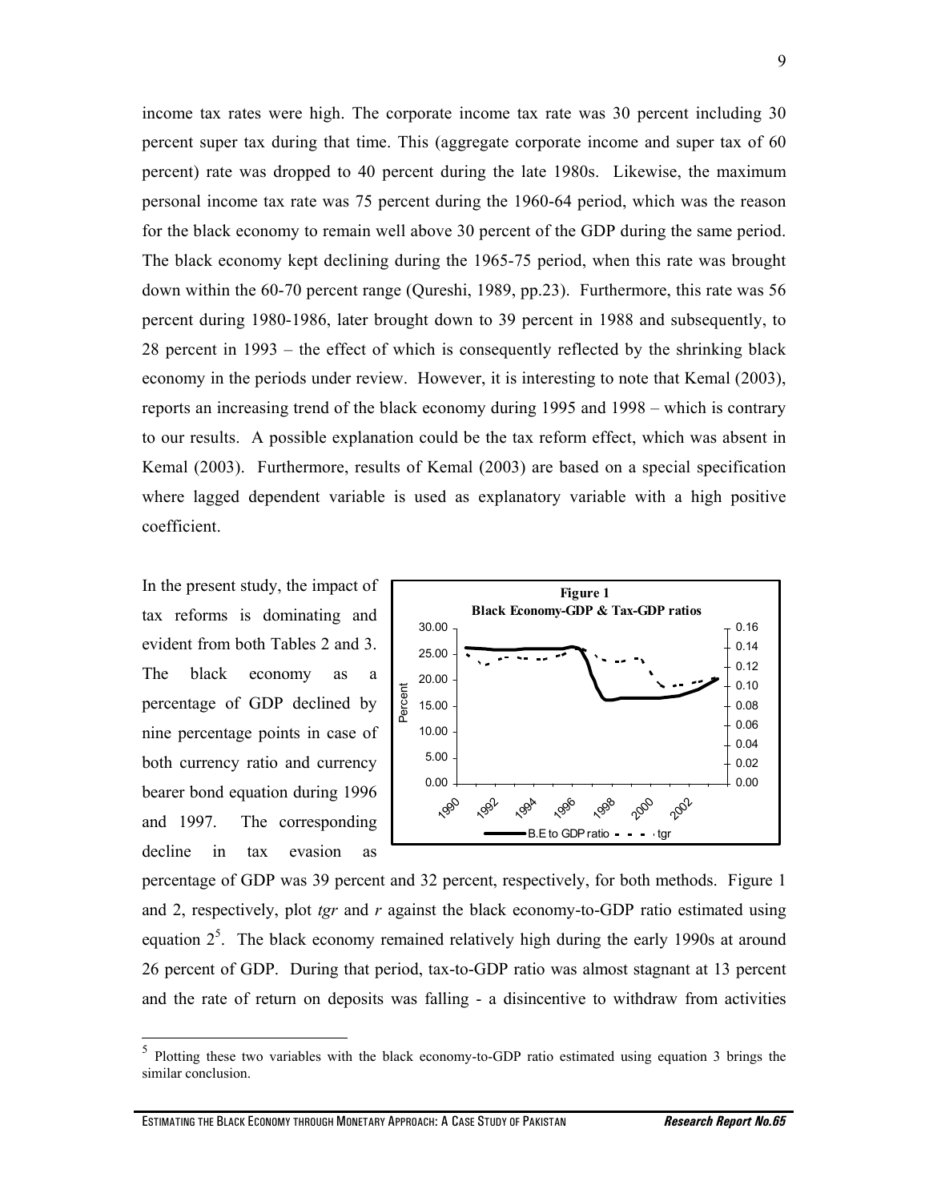income tax rates were high. The corporate income tax rate was 30 percent including 30 percent super tax during that time. This (aggregate corporate income and super tax of 60 percent) rate was dropped to 40 percent during the late 1980s. Likewise, the maximum personal income tax rate was 75 percent during the 1960-64 period, which was the reason for the black economy to remain well above 30 percent of the GDP during the same period. The black economy kept declining during the 1965-75 period, when this rate was brought down within the 60-70 percent range (Qureshi, 1989, pp.23). Furthermore, this rate was 56 percent during 1980-1986, later brought down to 39 percent in 1988 and subsequently, to 28 percent in 1993 – the effect of which is consequently reflected by the shrinking black economy in the periods under review. However, it is interesting to note that Kemal (2003), reports an increasing trend of the black economy during 1995 and 1998 – which is contrary to our results. A possible explanation could be the tax reform effect, which was absent in Kemal (2003). Furthermore, results of Kemal (2003) are based on a special specification where lagged dependent variable is used as explanatory variable with a high positive coefficient.

In the present study, the impact of tax reforms is dominating and evident from both Tables 2 and 3. The black economy as a percentage of GDP declined by nine percentage points in case of both currency ratio and currency bearer bond equation during 1996 and 1997. The corresponding decline in tax evasion as percentage of GDP was 39 percent and 32 percent, respectively, for both methods. Figure 1 and 2, respectively, plot *tgr* and *r* against the black economy-to-GDP ratio estimated using equation 2[5]. The black economy remained relatively high during the early 1990s at around 26 percent of GDP. During that period, tax-to-GDP ratio was almost stagnant at 13 percent and the rate of return on deposits was falling - a disincentive to withdraw from activities

**Figure 1**
**Black Economy-GDP & Tax-GDP ratios**

[5] Plotting these two variables with the black economy-to-GDP ratio estimated using equation 3 brings the similar conclusion.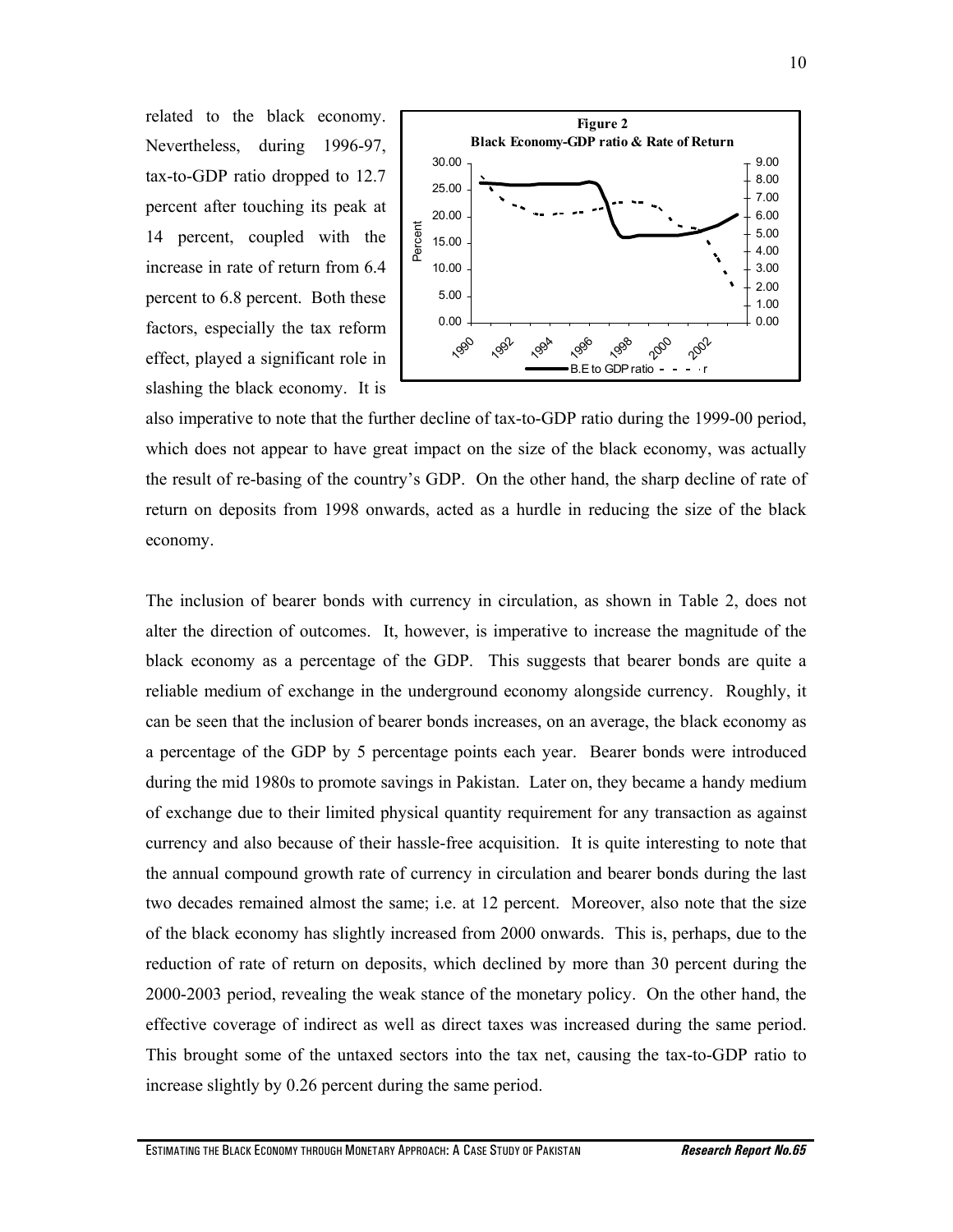related to the black economy. Nevertheless, during 1996-97, tax-to-GDP ratio dropped to 12.7 percent after touching its peak at 14 percent, coupled with the increase in rate of return from 6.4 percent to 6.8 percent. Both these factors, especially the tax reform effect, played a significant role in slashing the black economy. It is also imperative to note that the further decline of tax-to-GDP ratio during the 1999-00 period, which does not appear to have great impact on the size of the black economy, was actually the result of re-basing of the country's GDP. On the other hand, the sharp decline of rate of return on deposits from 1998 onwards, acted as a hurdle in reducing the size of the black economy.

**Figure 2**
**Black Economy-GDP ratio & Rate of Return**

The inclusion of bearer bonds with currency in circulation, as shown in Table 2, does not alter the direction of outcomes. It, however, is imperative to increase the magnitude of the black economy as a percentage of the GDP. This suggests that bearer bonds are quite a reliable medium of exchange in the underground economy alongside currency. Roughly, it can be seen that the inclusion of bearer bonds increases, on an average, the black economy as a percentage of the GDP by 5 percentage points each year. Bearer bonds were introduced during the mid 1980s to promote savings in Pakistan. Later on, they became a handy medium of exchange due to their limited physical quantity requirement for any transaction as against currency and also because of their hassle-free acquisition. It is quite interesting to note that the annual compound growth rate of currency in circulation and bearer bonds during the last two decades remained almost the same; i.e. at 12 percent. Moreover, also note that the size of the black economy has slightly increased from 2000 onwards. This is, perhaps, due to the reduction of rate of return on deposits, which declined by more than 30 percent during the 2000-2003 period, revealing the weak stance of the monetary policy. On the other hand, the effective coverage of indirect as well as direct taxes was increased during the same period. This brought some of the untaxed sectors into the tax net, causing the tax-to-GDP ratio to increase slightly by 0.26 percent during the same period.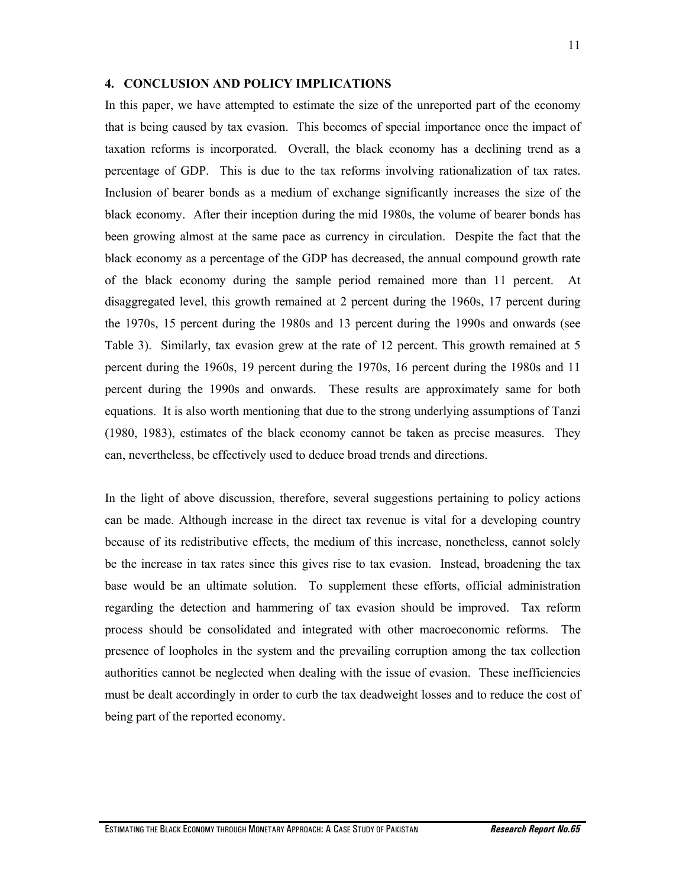## 4. CONCLUSION AND POLICY IMPLICATIONS

In this paper, we have attempted to estimate the size of the unreported part of the economy that is being caused by tax evasion. This becomes of special importance once the impact of taxation reforms is incorporated. Overall, the black economy has a declining trend as a percentage of GDP. This is due to the tax reforms involving rationalization of tax rates. Inclusion of bearer bonds as a medium of exchange significantly increases the size of the black economy. After their inception during the mid 1980s, the volume of bearer bonds has been growing almost at the same pace as currency in circulation. Despite the fact that the black economy as a percentage of the GDP has decreased, the annual compound growth rate of the black economy during the sample period remained more than 11 percent. At disaggregated level, this growth remained at 2 percent during the 1960s, 17 percent during the 1970s, 15 percent during the 1980s and 13 percent during the 1990s and onwards (see Table 3). Similarly, tax evasion grew at the rate of 12 percent. This growth remained at 5 percent during the 1960s, 19 percent during the 1970s, 16 percent during the 1980s and 11 percent during the 1990s and onwards. These results are approximately same for both equations. It is also worth mentioning that due to the strong underlying assumptions of Tanzi (1980, 1983), estimates of the black economy cannot be taken as precise measures. They can, nevertheless, be effectively used to deduce broad trends and directions.

In the light of above discussion, therefore, several suggestions pertaining to policy actions can be made. Although increase in the direct tax revenue is vital for a developing country because of its redistributive effects, the medium of this increase, nonetheless, cannot solely be the increase in tax rates since this gives rise to tax evasion. Instead, broadening the tax base would be an ultimate solution. To supplement these efforts, official administration regarding the detection and hammering of tax evasion should be improved. Tax reform process should be consolidated and integrated with other macroeconomic reforms. The presence of loopholes in the system and the prevailing corruption among the tax collection authorities cannot be neglected when dealing with the issue of evasion. These inefficiencies must be dealt accordingly in order to curb the tax deadweight losses and to reduce the cost of being part of the reported economy.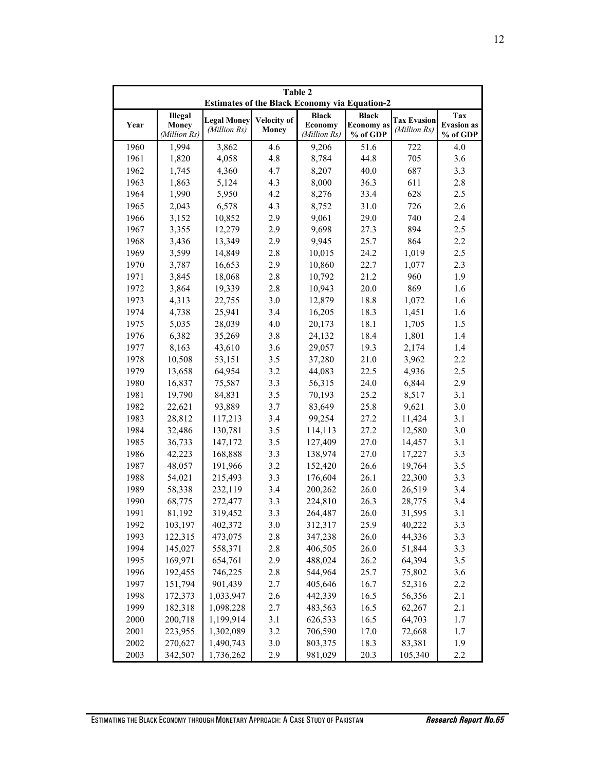**Table 2**
**Estimates of the Black Economy via Equation-2**

| Year | Illegal Money *(Million Rs)* | Legal Money *(Million Rs)* | Velocity of Money | Black Economy *(Million Rs)* | Black Economy as % of GDP | Tax Evasion *(Million Rs)* | Tax Evasion as % of GDP |
|---|---|---|---|---|---|---|---|
| 1960 | 1,994 | 3,862 | 4.6 | 9,206 | 51.6 | 722 | 4.0 |
| 1961 | 1,820 | 4,058 | 4.8 | 8,784 | 44.8 | 705 | 3.6 |
| 1962 | 1,745 | 4,360 | 4.7 | 8,207 | 40.0 | 687 | 3.3 |
| 1963 | 1,863 | 5,124 | 4.3 | 8,000 | 36.3 | 611 | 2.8 |
| 1964 | 1,990 | 5,950 | 4.2 | 8,276 | 33.4 | 628 | 2.5 |
| 1965 | 2,043 | 6,578 | 4.3 | 8,752 | 31.0 | 726 | 2.6 |
| 1966 | 3,152 | 10,852 | 2.9 | 9,061 | 29.0 | 740 | 2.4 |
| 1967 | 3,355 | 12,279 | 2.9 | 9,698 | 27.3 | 894 | 2.5 |
| 1968 | 3,436 | 13,349 | 2.9 | 9,945 | 25.7 | 864 | 2.2 |
| 1969 | 3,599 | 14,849 | 2.8 | 10,015 | 24.2 | 1,019 | 2.5 |
| 1970 | 3,787 | 16,653 | 2.9 | 10,860 | 22.7 | 1,077 | 2.3 |
| 1971 | 3,845 | 18,068 | 2.8 | 10,792 | 21.2 | 960 | 1.9 |
| 1972 | 3,864 | 19,339 | 2.8 | 10,943 | 20.0 | 869 | 1.6 |
| 1973 | 4,313 | 22,755 | 3.0 | 12,879 | 18.8 | 1,072 | 1.6 |
| 1974 | 4,738 | 25,941 | 3.4 | 16,205 | 18.3 | 1,451 | 1.6 |
| 1975 | 5,035 | 28,039 | 4.0 | 20,173 | 18.1 | 1,705 | 1.5 |
| 1976 | 6,382 | 35,269 | 3.8 | 24,132 | 18.4 | 1,801 | 1.4 |
| 1977 | 8,163 | 43,610 | 3.6 | 29,057 | 19.3 | 2,174 | 1.4 |
| 1978 | 10,508 | 53,151 | 3.5 | 37,280 | 21.0 | 3,962 | 2.2 |
| 1979 | 13,658 | 64,954 | 3.2 | 44,083 | 22.5 | 4,936 | 2.5 |
| 1980 | 16,837 | 75,587 | 3.3 | 56,315 | 24.0 | 6,844 | 2.9 |
| 1981 | 19,790 | 84,831 | 3.5 | 70,193 | 25.2 | 8,517 | 3.1 |
| 1982 | 22,621 | 93,889 | 3.7 | 83,649 | 25.8 | 9,621 | 3.0 |
| 1983 | 28,812 | 117,213 | 3.4 | 99,254 | 27.2 | 11,424 | 3.1 |
| 1984 | 32,486 | 130,781 | 3.5 | 114,113 | 27.2 | 12,580 | 3.0 |
| 1985 | 36,733 | 147,172 | 3.5 | 127,409 | 27.0 | 14,457 | 3.1 |
| 1986 | 42,223 | 168,888 | 3.3 | 138,974 | 27.0 | 17,227 | 3.3 |
| 1987 | 48,057 | 191,966 | 3.2 | 152,420 | 26.6 | 19,764 | 3.5 |
| 1988 | 54,021 | 215,493 | 3.3 | 176,604 | 26.1 | 22,300 | 3.3 |
| 1989 | 58,338 | 232,119 | 3.4 | 200,262 | 26.0 | 26,519 | 3.4 |
| 1990 | 68,775 | 272,477 | 3.3 | 224,810 | 26.3 | 28,775 | 3.4 |
| 1991 | 81,192 | 319,452 | 3.3 | 264,487 | 26.0 | 31,595 | 3.1 |
| 1992 | 103,197 | 402,372 | 3.0 | 312,317 | 25.9 | 40,222 | 3.3 |
| 1993 | 122,315 | 473,075 | 2.8 | 347,238 | 26.0 | 44,336 | 3.3 |
| 1994 | 145,027 | 558,371 | 2.8 | 406,505 | 26.0 | 51,844 | 3.3 |
| 1995 | 169,971 | 654,761 | 2.9 | 488,024 | 26.2 | 64,394 | 3.5 |
| 1996 | 192,455 | 746,225 | 2.8 | 544,964 | 25.7 | 75,802 | 3.6 |
| 1997 | 151,794 | 901,439 | 2.7 | 405,646 | 16.7 | 52,316 | 2.2 |
| 1998 | 172,373 | 1,033,947 | 2.6 | 442,339 | 16.5 | 56,356 | 2.1 |
| 1999 | 182,318 | 1,098,228 | 2.7 | 483,563 | 16.5 | 62,267 | 2.1 |
| 2000 | 200,718 | 1,199,914 | 3.1 | 626,533 | 16.5 | 64,703 | 1.7 |
| 2001 | 223,955 | 1,302,089 | 3.2 | 706,590 | 17.0 | 72,668 | 1.7 |
| 2002 | 270,627 | 1,490,743 | 3.0 | 803,375 | 18.3 | 83,381 | 1.9 |
| 2003 | 342,507 | 1,736,262 | 2.9 | 981,029 | 20.3 | 105,340 | 2.2 |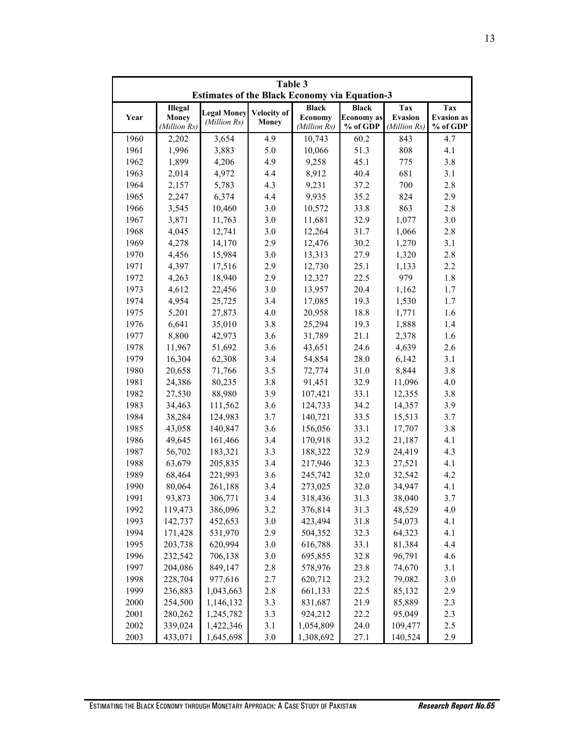| Table 3 | | | | | | | |
|---|---|---|---|---|---|---|---|
| **Estimates of the Black Economy via Equation-3** | | | | | | | |
| **Year** | **Illegal Money** *(Million Rs)* | **Legal Money** *(Million Rs)* | **Velocity of Money** | **Black Economy** *(Million Rs)* | **Black Economy as % of GDP** | **Tax Evasion** *(Million Rs)* | **Tax Evasion as % of GDP** |
| 1960 | 2,202 | 3,654 | 4.9 | 10,743 | 60.2 | 843 | 4.7 |
| 1961 | 1,996 | 3,883 | 5.0 | 10,066 | 51.3 | 808 | 4.1 |
| 1962 | 1,899 | 4,206 | 4.9 | 9,258 | 45.1 | 775 | 3.8 |
| 1963 | 2,014 | 4,972 | 4.4 | 8,912 | 40.4 | 681 | 3.1 |
| 1964 | 2,157 | 5,783 | 4.3 | 9,231 | 37.2 | 700 | 2.8 |
| 1965 | 2,247 | 6,374 | 4.4 | 9,935 | 35.2 | 824 | 2.9 |
| 1966 | 3,545 | 10,460 | 3.0 | 10,572 | 33.8 | 863 | 2.8 |
| 1967 | 3,871 | 11,763 | 3.0 | 11,681 | 32.9 | 1,077 | 3.0 |
| 1968 | 4,045 | 12,741 | 3.0 | 12,264 | 31.7 | 1,066 | 2.8 |
| 1969 | 4,278 | 14,170 | 2.9 | 12,476 | 30.2 | 1,270 | 3.1 |
| 1970 | 4,456 | 15,984 | 3.0 | 13,313 | 27.9 | 1,320 | 2.8 |
| 1971 | 4,397 | 17,516 | 2.9 | 12,730 | 25.1 | 1,133 | 2.2 |
| 1972 | 4,263 | 18,940 | 2.9 | 12,327 | 22.5 | 979 | 1.8 |
| 1973 | 4,612 | 22,456 | 3.0 | 13,957 | 20.4 | 1,162 | 1.7 |
| 1974 | 4,954 | 25,725 | 3.4 | 17,085 | 19.3 | 1,530 | 1.7 |
| 1975 | 5,201 | 27,873 | 4.0 | 20,958 | 18.8 | 1,771 | 1.6 |
| 1976 | 6,641 | 35,010 | 3.8 | 25,294 | 19.3 | 1,888 | 1.4 |
| 1977 | 8,800 | 42,973 | 3.6 | 31,789 | 21.1 | 2,378 | 1.6 |
| 1978 | 11,967 | 51,692 | 3.6 | 43,651 | 24.6 | 4,639 | 2.6 |
| 1979 | 16,304 | 62,308 | 3.4 | 54,854 | 28.0 | 6,142 | 3.1 |
| 1980 | 20,658 | 71,766 | 3.5 | 72,774 | 31.0 | 8,844 | 3.8 |
| 1981 | 24,386 | 80,235 | 3.8 | 91,451 | 32.9 | 11,096 | 4.0 |
| 1982 | 27,530 | 88,980 | 3.9 | 107,421 | 33.1 | 12,355 | 3.8 |
| 1983 | 34,463 | 111,562 | 3.6 | 124,733 | 34.2 | 14,357 | 3.9 |
| 1984 | 38,284 | 124,983 | 3.7 | 140,721 | 33.5 | 15,513 | 3.7 |
| 1985 | 43,058 | 140,847 | 3.6 | 156,056 | 33.1 | 17,707 | 3.8 |
| 1986 | 49,645 | 161,466 | 3.4 | 170,918 | 33.2 | 21,187 | 4.1 |
| 1987 | 56,702 | 183,321 | 3.3 | 188,322 | 32.9 | 24,419 | 4.3 |
| 1988 | 63,679 | 205,835 | 3.4 | 217,946 | 32.3 | 27,521 | 4.1 |
| 1989 | 68,464 | 221,993 | 3.6 | 245,742 | 32.0 | 32,542 | 4.2 |
| 1990 | 80,064 | 261,188 | 3.4 | 273,025 | 32.0 | 34,947 | 4.1 |
| 1991 | 93,873 | 306,771 | 3.4 | 318,436 | 31.3 | 38,040 | 3.7 |
| 1992 | 119,473 | 386,096 | 3.2 | 376,814 | 31.3 | 48,529 | 4.0 |
| 1993 | 142,737 | 452,653 | 3.0 | 423,494 | 31.8 | 54,073 | 4.1 |
| 1994 | 171,428 | 531,970 | 2.9 | 504,352 | 32.3 | 64,323 | 4.1 |
| 1995 | 203,738 | 620,994 | 3.0 | 616,788 | 33.1 | 81,384 | 4.4 |
| 1996 | 232,542 | 706,138 | 3.0 | 695,855 | 32.8 | 96,791 | 4.6 |
| 1997 | 204,086 | 849,147 | 2.8 | 578,976 | 23.8 | 74,670 | 3.1 |
| 1998 | 228,704 | 977,616 | 2.7 | 620,712 | 23.2 | 79,082 | 3.0 |
| 1999 | 236,883 | 1,043,663 | 2.8 | 661,133 | 22.5 | 85,132 | 2.9 |
| 2000 | 254,500 | 1,146,132 | 3.3 | 831,687 | 21.9 | 85,889 | 2.3 |
| 2001 | 280,262 | 1,245,782 | 3.3 | 924,212 | 22.2 | 95,049 | 2.3 |
| 2002 | 339,024 | 1,422,346 | 3.1 | 1,054,809 | 24.0 | 109,477 | 2.5 |
| 2003 | 433,071 | 1,645,698 | 3.0 | 1,308,692 | 27.1 | 140,524 | 2.9 |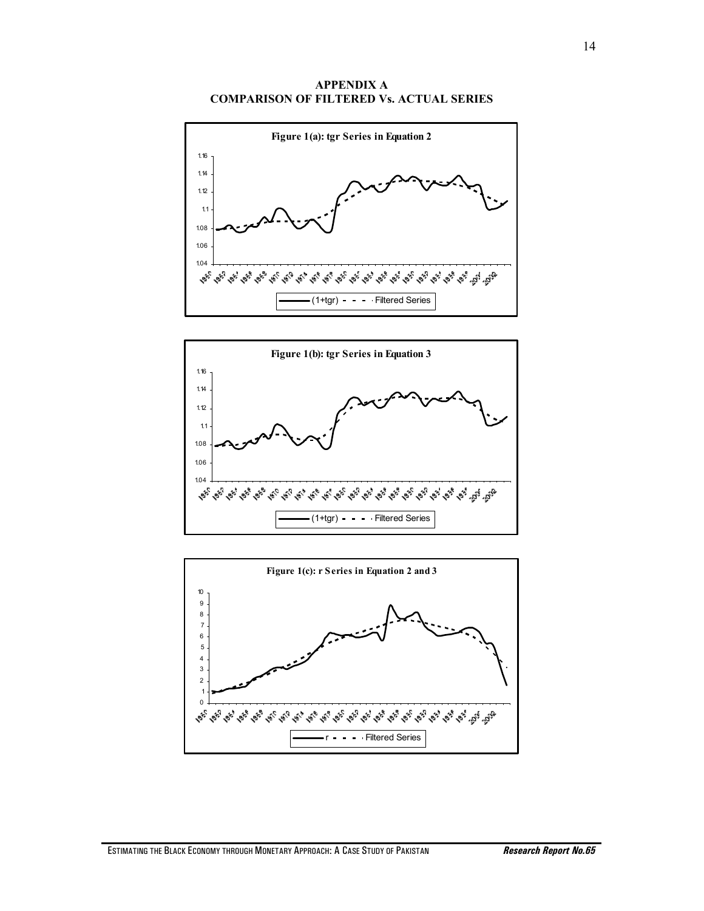## APPENDIX A
## COMPARISON OF FILTERED Vs. ACTUAL SERIES

**Figure 1(a): tgr Series in Equation 2**

(1+tgr) - - - - Filtered Series

**Figure 1(b): tgr Series in Equation 3**

(1+tgr) - - - - Filtered Series

**Figure 1(c): r Series in Equation 2 and 3**

r - - - - Filtered Series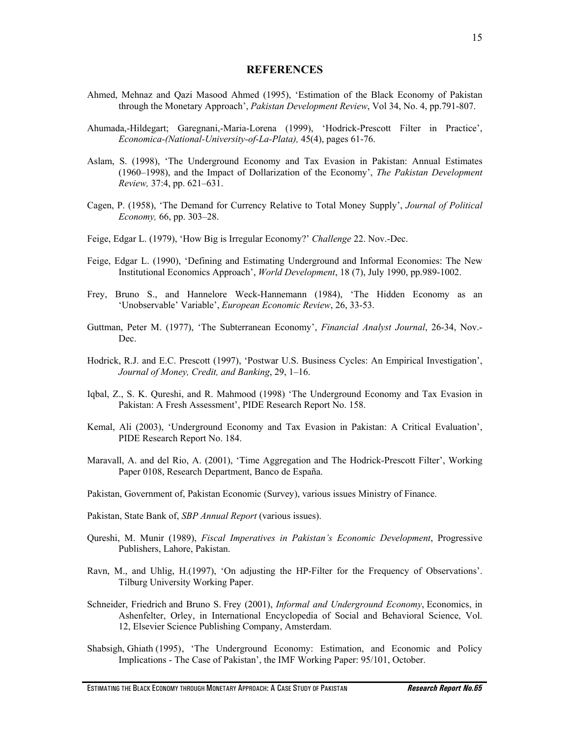## REFERENCES

Ahmed, Mehnaz and Qazi Masood Ahmed (1995), 'Estimation of the Black Economy of Pakistan through the Monetary Approach', *Pakistan Development Review*, Vol 34, No. 4, pp.791-807.

Ahumada,-Hildegart; Garegnani,-Maria-Lorena (1999), 'Hodrick-Prescott Filter in Practice', *Economica-(National-University-of-La-Plata),* 45(4), pages 61-76.

Aslam, S. (1998), 'The Underground Economy and Tax Evasion in Pakistan: Annual Estimates (1960–1998), and the Impact of Dollarization of the Economy', *The Pakistan Development Review,* 37:4, pp. 621–631.

Cagen, P. (1958), 'The Demand for Currency Relative to Total Money Supply', *Journal of Political Economy,* 66, pp. 303–28.

Feige, Edgar L. (1979), 'How Big is Irregular Economy?' *Challenge* 22. Nov.-Dec.

Feige, Edgar L. (1990), 'Defining and Estimating Underground and Informal Economies: The New Institutional Economics Approach', *World Development*, 18 (7), July 1990, pp.989-1002.

Frey, Bruno S., and Hannelore Weck-Hannemann (1984), 'The Hidden Economy as an 'Unobservable' Variable', *European Economic Review*, 26, 33-53.

Guttman, Peter M. (1977), 'The Subterranean Economy', *Financial Analyst Journal*, 26-34, Nov.-Dec.

Hodrick, R.J. and E.C. Prescott (1997), 'Postwar U.S. Business Cycles: An Empirical Investigation', *Journal of Money, Credit, and Banking*, 29, 1–16.

Iqbal, Z., S. K. Qureshi, and R. Mahmood (1998) 'The Underground Economy and Tax Evasion in Pakistan: A Fresh Assessment', PIDE Research Report No. 158.

Kemal, Ali (2003), 'Underground Economy and Tax Evasion in Pakistan: A Critical Evaluation', PIDE Research Report No. 184.

Maravall, A. and del Rio, A. (2001), 'Time Aggregation and The Hodrick-Prescott Filter', Working Paper 0108, Research Department, Banco de España.

Pakistan, Government of, Pakistan Economic (Survey), various issues Ministry of Finance.

Pakistan, State Bank of, *SBP Annual Report* (various issues).

Qureshi, M. Munir (1989), *Fiscal Imperatives in Pakistan's Economic Development*, Progressive Publishers, Lahore, Pakistan.

Ravn, M., and Uhlig, H.(1997), 'On adjusting the HP-Filter for the Frequency of Observations'. Tilburg University Working Paper.

Schneider, Friedrich and Bruno S. Frey (2001), *Informal and Underground Economy*, Economics, in Ashenfelter, Orley, in International Encyclopedia of Social and Behavioral Science, Vol. 12, Elsevier Science Publishing Company, Amsterdam.

Shabsigh, Ghiath (1995), 'The Underground Economy: Estimation, and Economic and Policy Implications - The Case of Pakistan', the IMF Working Paper: 95/101, October.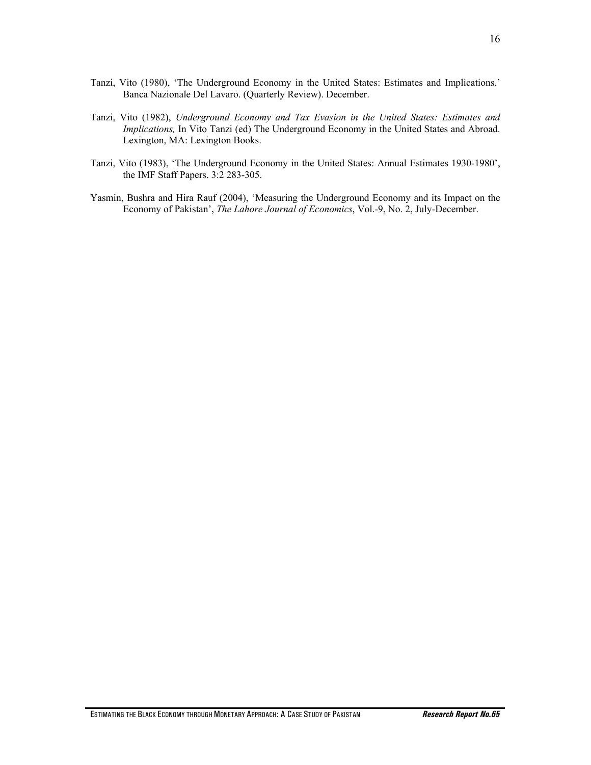Tanzi, Vito (1980), 'The Underground Economy in the United States: Estimates and Implications,' Banca Nazionale Del Lavaro. (Quarterly Review). December.

Tanzi, Vito (1982), *Underground Economy and Tax Evasion in the United States: Estimates and Implications,* In Vito Tanzi (ed) The Underground Economy in the United States and Abroad. Lexington, MA: Lexington Books.

Tanzi, Vito (1983), 'The Underground Economy in the United States: Annual Estimates 1930-1980', the IMF Staff Papers. 3:2 283-305.

Yasmin, Bushra and Hira Rauf (2004), 'Measuring the Underground Economy and its Impact on the Economy of Pakistan', *The Lahore Journal of Economics*, Vol.-9, No. 2, July-December.